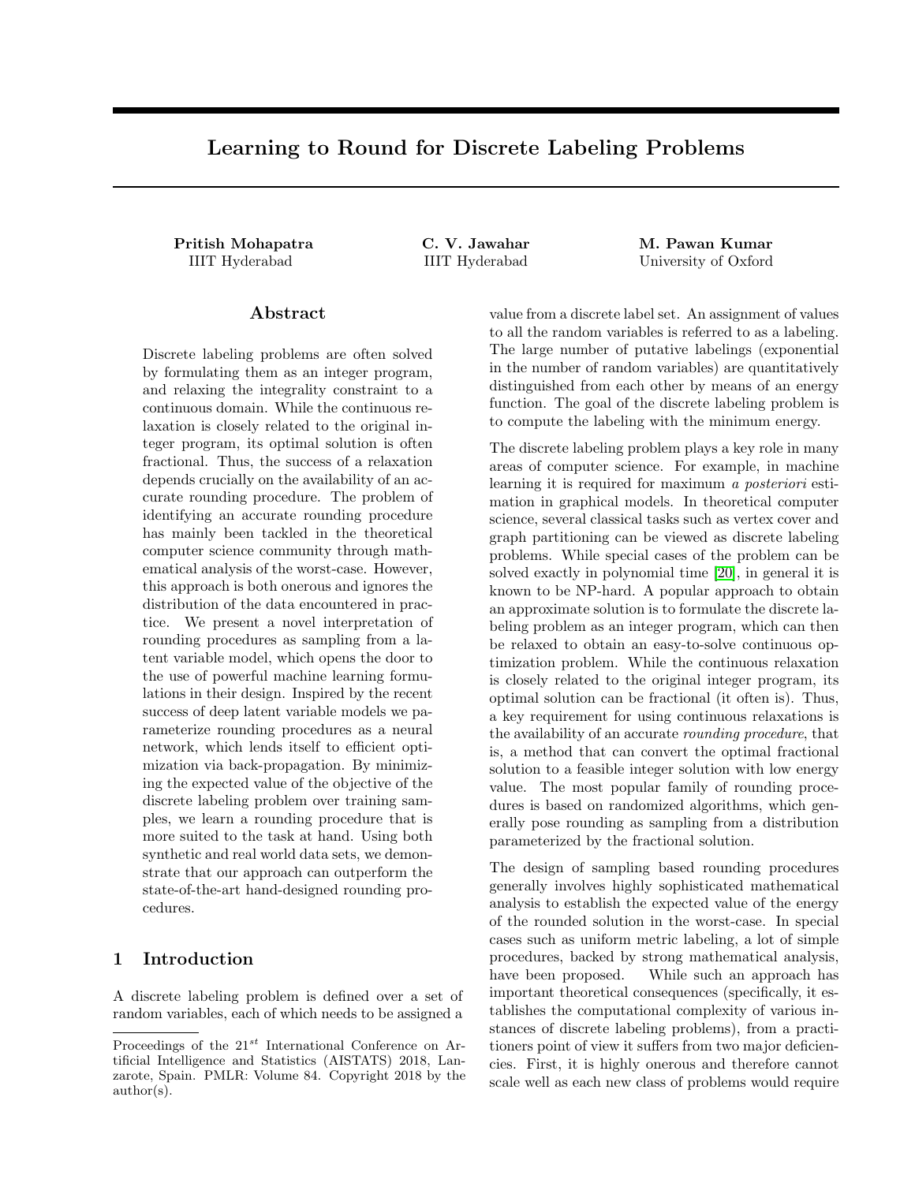# Learning to Round for Discrete Labeling Problems

**Pritish Mohapatra**
IIIT Hyderabad

**C. V. Jawahar**
IIIT Hyderabad

**M. Pawan Kumar**
University of Oxford

## Abstract

Discrete labeling problems are often solved by formulating them as an integer program, and relaxing the integrality constraint to a continuous domain. While the continuous relaxation is closely related to the original integer program, its optimal solution is often fractional. Thus, the success of a relaxation depends crucially on the availability of an accurate rounding procedure. The problem of identifying an accurate rounding procedure has mainly been tackled in the theoretical computer science community through mathematical analysis of the worst-case. However, this approach is both onerous and ignores the distribution of the data encountered in practice. We present a novel interpretation of rounding procedures as sampling from a latent variable model, which opens the door to the use of powerful machine learning formulations in their design. Inspired by the recent success of deep latent variable models we parameterize rounding procedures as a neural network, which lends itself to efficient optimization via back-propagation. By minimizing the expected value of the objective of the discrete labeling problem over training samples, we learn a rounding procedure that is more suited to the task at hand. Using both synthetic and real world data sets, we demonstrate that our approach can outperform the state-of-the-art hand-designed rounding procedures.

## 1 Introduction

A discrete labeling problem is defined over a set of random variables, each of which needs to be assigned a value from a discrete label set. An assignment of values to all the random variables is referred to as a labeling. The large number of putative labelings (exponential in the number of random variables) are quantitatively distinguished from each other by means of an energy function. The goal of the discrete labeling problem is to compute the labeling with the minimum energy.

The discrete labeling problem plays a key role in many areas of computer science. For example, in machine learning it is required for maximum *a posteriori* estimation in graphical models. In theoretical computer science, several classical tasks such as vertex cover and graph partitioning can be viewed as discrete labeling problems. While special cases of the problem can be solved exactly in polynomial time [20], in general it is known to be NP-hard. A popular approach to obtain an approximate solution is to formulate the discrete labeling problem as an integer program, which can then be relaxed to obtain an easy-to-solve continuous optimization problem. While the continuous relaxation is closely related to the original integer program, its optimal solution can be fractional (it often is). Thus, a key requirement for using continuous relaxations is the availability of an accurate *rounding procedure*, that is, a method that can convert the optimal fractional solution to a feasible integer solution with low energy value. The most popular family of rounding procedures is based on randomized algorithms, which generally pose rounding as sampling from a distribution parameterized by the fractional solution.

The design of sampling based rounding procedures generally involves highly sophisticated mathematical analysis to establish the expected value of the energy of the rounded solution in the worst-case. In special cases such as uniform metric labeling, a lot of simple procedures, backed by strong mathematical analysis, have been proposed. While such an approach has important theoretical consequences (specifically, it establishes the computational complexity of various instances of discrete labeling problems), from a practitioners point of view it suffers from two major deficiencies. First, it is highly onerous and therefore cannot scale well as each new class of problems would require

Proceedings of the $21^{st}$ International Conference on Artificial Intelligence and Statistics (AISTATS) 2018, Lanzarote, Spain. PMLR: Volume 84. Copyright 2018 by the author(s).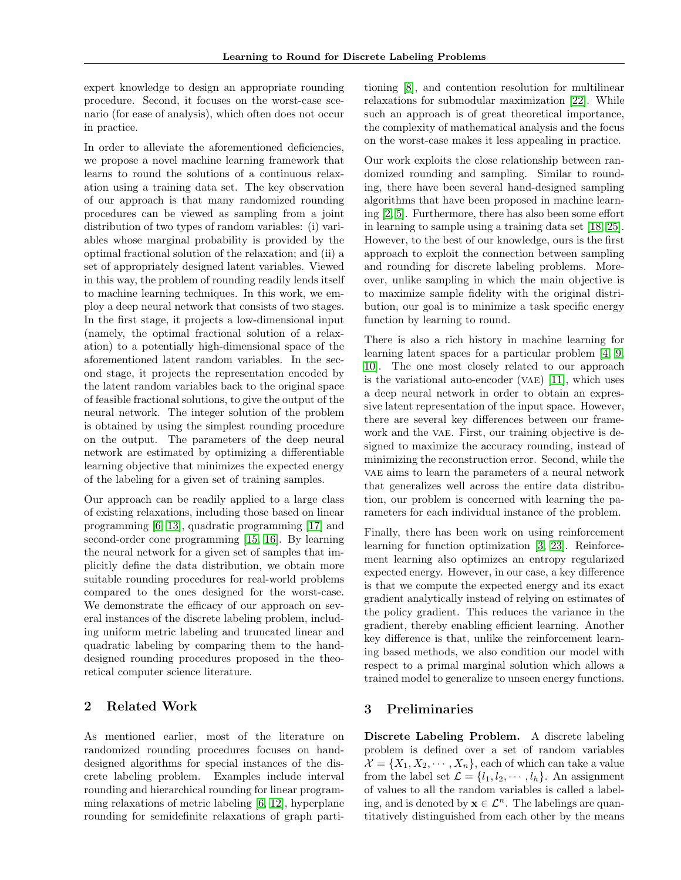expert knowledge to design an appropriate rounding procedure. Second, it focuses on the worst-case scenario (for ease of analysis), which often does not occur in practice.

In order to alleviate the aforementioned deficiencies, we propose a novel machine learning framework that learns to round the solutions of a continuous relaxation using a training data set. The key observation of our approach is that many randomized rounding procedures can be viewed as sampling from a joint distribution of two types of random variables: (i) variables whose marginal probability is provided by the optimal fractional solution of the relaxation; and (ii) a set of appropriately designed latent variables. Viewed in this way, the problem of rounding readily lends itself to machine learning techniques. In this work, we employ a deep neural network that consists of two stages. In the first stage, it projects a low-dimensional input (namely, the optimal fractional solution of a relaxation) to a potentially high-dimensional space of the aforementioned latent random variables. In the second stage, it projects the representation encoded by the latent random variables back to the original space of feasible fractional solutions, to give the output of the neural network. The integer solution of the problem is obtained by using the simplest rounding procedure on the output. The parameters of the deep neural network are estimated by optimizing a differentiable learning objective that minimizes the expected energy of the labeling for a given set of training samples.

Our approach can be readily applied to a large class of existing relaxations, including those based on linear programming [6, 13], quadratic programming [17] and second-order cone programming [15, 16]. By learning the neural network for a given set of samples that implicitly define the data distribution, we obtain more suitable rounding procedures for real-world problems compared to the ones designed for the worst-case. We demonstrate the efficacy of our approach on several instances of the discrete labeling problem, including uniform metric labeling and truncated linear and quadratic labeling by comparing them to the hand-designed rounding procedures proposed in the theoretical computer science literature.

## 2 Related Work

As mentioned earlier, most of the literature on randomized rounding procedures focuses on hand-designed algorithms for special instances of the discrete labeling problem. Examples include interval rounding and hierarchical rounding for linear programming relaxations of metric labeling [6, 12], hyperplane rounding for semidefinite relaxations of graph partitioning [8], and contention resolution for multilinear relaxations for submodular maximization [22]. While such an approach is of great theoretical importance, the complexity of mathematical analysis and the focus on the worst-case makes it less appealing in practice.

Our work exploits the close relationship between randomized rounding and sampling. Similar to rounding, there have been several hand-designed sampling algorithms that have been proposed in machine learning [2, 5]. Furthermore, there has also been some effort in learning to sample using a training data set [18, 25]. However, to the best of our knowledge, ours is the first approach to exploit the connection between sampling and rounding for discrete labeling problems. Moreover, unlike sampling in which the main objective is to maximize sample fidelity with the original distribution, our goal is to minimize a task specific energy function by learning to round.

There is also a rich history in machine learning for learning latent spaces for a particular problem [4, 9, 10]. The one most closely related to our approach is the variational auto-encoder (VAE) [11], which uses a deep neural network in order to obtain an expressive latent representation of the input space. However, there are several key differences between our framework and the VAE. First, our training objective is designed to maximize the accuracy rounding, instead of minimizing the reconstruction error. Second, while the VAE aims to learn the parameters of a neural network that generalizes well across the entire data distribution, our problem is concerned with learning the parameters for each individual instance of the problem.

Finally, there has been work on using reinforcement learning for function optimization [3, 23]. Reinforcement learning also optimizes an entropy regularized expected energy. However, in our case, a key difference is that we compute the expected energy and its exact gradient analytically instead of relying on estimates of the policy gradient. This reduces the variance in the gradient, thereby enabling efficient learning. Another key difference is that, unlike the reinforcement learning based methods, we also condition our model with respect to a primal marginal solution which allows a trained model to generalize to unseen energy functions.

## 3 Preliminaries

**Discrete Labeling Problem.** A discrete labeling problem is defined over a set of random variables $\mathcal{X} = \{X_1, X_2, \cdots, X_n\}$, each of which can take a value from the label set $\mathcal{L} = \{l_1, l_2, \cdots, l_h\}$. An assignment of values to all the random variables is called a labeling, and is denoted by $\mathbf{x} \in \mathcal{L}^n$. The labelings are quantitatively distinguished from each other by the means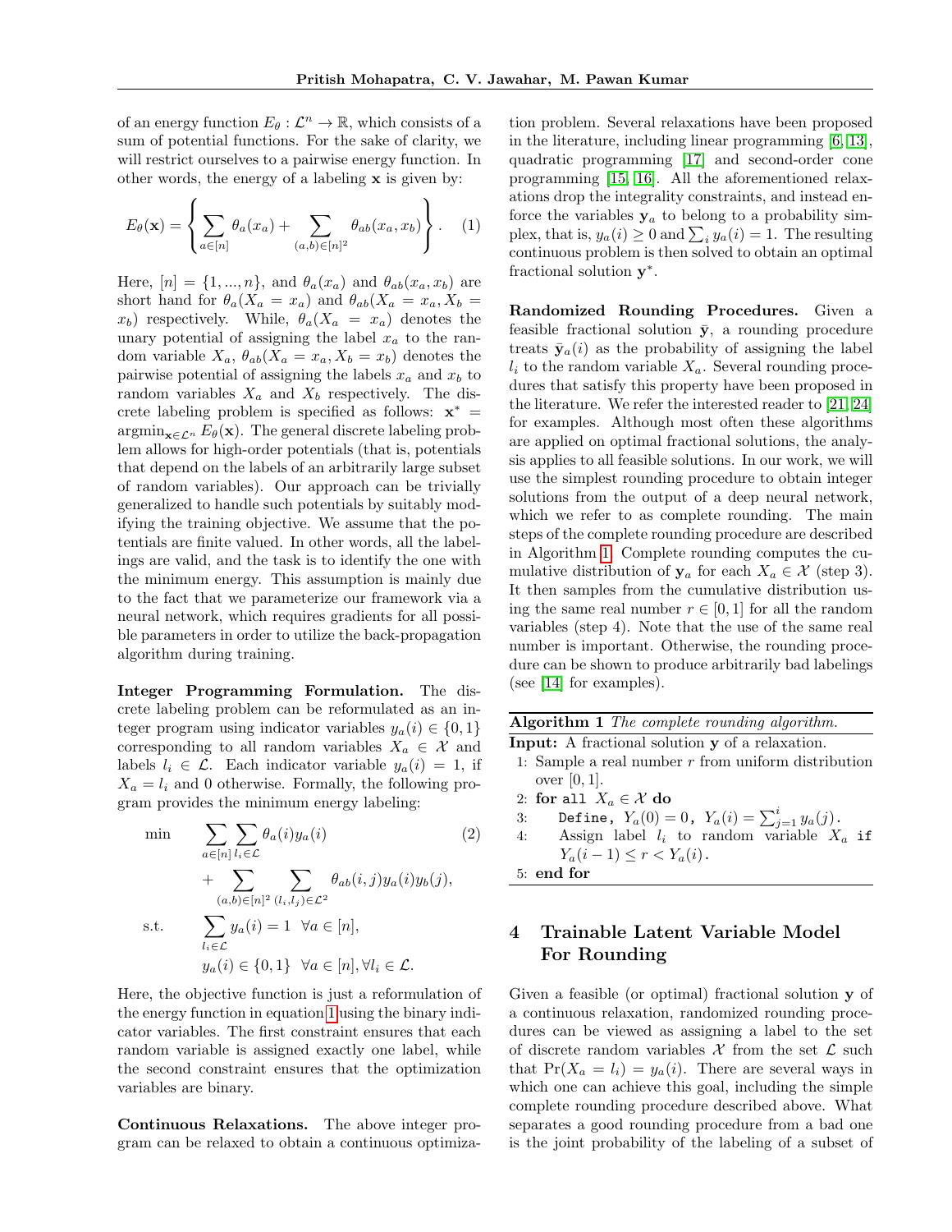of an energy function $E_\theta : \mathcal{L}^n \rightarrow \mathbb{R}$, which consists of a sum of potential functions. For the sake of clarity, we will restrict ourselves to a pairwise energy function. In other words, the energy of a labeling $\mathbf{x}$ is given by:

$$E_\theta(\mathbf{x}) = \left\{ \sum_{a \in [n]} \theta_a(x_a) + \sum_{(a,b) \in [n]^2} \theta_{ab}(x_a, x_b) \right\}. \quad (1)$$

Here, $[n] = \{1, ..., n\}$, and $\theta_a(x_a)$ and $\theta_{ab}(x_a, x_b)$ are short hand for $\theta_a(X_a = x_a)$ and $\theta_{ab}(X_a = x_a, X_b = x_b)$ respectively. While, $\theta_a(X_a = x_a)$ denotes the unary potential of assigning the label $x_a$ to the random variable $X_a$, $\theta_{ab}(X_a = x_a, X_b = x_b)$ denotes the pairwise potential of assigning the labels $x_a$ and $x_b$ to random variables $X_a$ and $X_b$ respectively. The discrete labeling problem is specified as follows: $\mathbf{x}^* = \text{argmin}_{\mathbf{x} \in \mathcal{L}^n} E_\theta(\mathbf{x})$. The general discrete labeling problem allows for high-order potentials (that is, potentials that depend on the labels of an arbitrarily large subset of random variables). Our approach can be trivially generalized to handle such potentials by suitably modifying the training objective. We assume that the potentials are finite valued. In other words, all the labelings are valid, and the task is to identify the one with the minimum energy. This assumption is mainly due to the fact that we parameterize our framework via a neural network, which requires gradients for all possible parameters in order to utilize the back-propagation algorithm during training.

**Integer Programming Formulation.** The discrete labeling problem can be reformulated as an integer program using indicator variables $y_a(i) \in \{0, 1\}$ corresponding to all random variables $X_a \in \mathcal{X}$ and labels $l_i \in \mathcal{L}$. Each indicator variable $y_a(i) = 1$, if $X_a = l_i$ and 0 otherwise. Formally, the following program provides the minimum energy labeling:

$$\begin{aligned}
\min \quad & \sum_{a \in [n]} \sum_{l_i \in \mathcal{L}} \theta_a(i) y_a(i) \quad (2) \\
& + \sum_{(a,b) \in [n]^2} \sum_{(l_i, l_j) \in \mathcal{L}^2} \theta_{ab}(i,j) y_a(i) y_b(j), \\
\text{s.t.} \quad & \sum_{l_i \in \mathcal{L}} y_a(i) = 1 \quad \forall a \in [n], \\
& y_a(i) \in \{0, 1\} \quad \forall a \in [n], \forall l_i \in \mathcal{L}.
\end{aligned}$$

Here, the objective function is just a reformulation of the energy function in equation 1 using the binary indicator variables. The first constraint ensures that each random variable is assigned exactly one label, while the second constraint ensures that the optimization variables are binary.

**Continuous Relaxations.** The above integer program can be relaxed to obtain a continuous optimization problem. Several relaxations have been proposed in the literature, including linear programming [6, 13], quadratic programming [17] and second-order cone programming [15, 16]. All the aforementioned relaxations drop the integrality constraints, and instead enforce the variables $\mathbf{y}_a$ to belong to a probability simplex, that is, $y_a(i) \geq 0$ and $\sum_i y_a(i) = 1$. The resulting continuous problem is then solved to obtain an optimal fractional solution $\mathbf{y}^*$.

**Randomized Rounding Procedures.** Given a feasible fractional solution $\bar{\mathbf{y}}$, a rounding procedure treats $\bar{\mathbf{y}}_a(i)$ as the probability of assigning the label $l_i$ to the random variable $X_a$. Several rounding procedures that satisfy this property have been proposed in the literature. We refer the interested reader to [21, 24] for examples. Although most often these algorithms are applied on optimal fractional solutions, the analysis applies to all feasible solutions. In our work, we will use the simplest rounding procedure to obtain integer solutions from the output of a deep neural network, which we refer to as complete rounding. The main steps of the complete rounding procedure are described in Algorithm 1. Complete rounding computes the cumulative distribution of $\mathbf{y}_a$ for each $X_a \in \mathcal{X}$ (step 3). It then samples from the cumulative distribution using the same real number $r \in [0, 1]$ for all the random variables (step 4). Note that the use of the same real number is important. Otherwise, the rounding procedure can be shown to produce arbitrarily bad labelings (see [14] for examples).

**Algorithm 1** *The complete rounding algorithm.*

**Input:** A fractional solution $\mathbf{y}$ of a relaxation.

1: Sample a real number $r$ from uniform distribution over $[0, 1]$.
2: **for all** $X_a \in \mathcal{X}$ **do**
3: Define, $Y_a(0) = 0$, $Y_a(i) = \sum_{j=1}^{i} y_a(j)$.
4: Assign label $l_i$ to random variable $X_a$ if $Y_a(i-1) \leq r < Y_a(i)$.
5: **end for**

## 4 Trainable Latent Variable Model For Rounding

Given a feasible (or optimal) fractional solution $\mathbf{y}$ of a continuous relaxation, randomized rounding procedures can be viewed as assigning a label to the set of discrete random variables $\mathcal{X}$ from the set $\mathcal{L}$ such that $\Pr(X_a = l_i) = y_a(i)$. There are several ways in which one can achieve this goal, including the simple complete rounding procedure described above. What separates a good rounding procedure from a bad one is the joint probability of the labeling of a subset of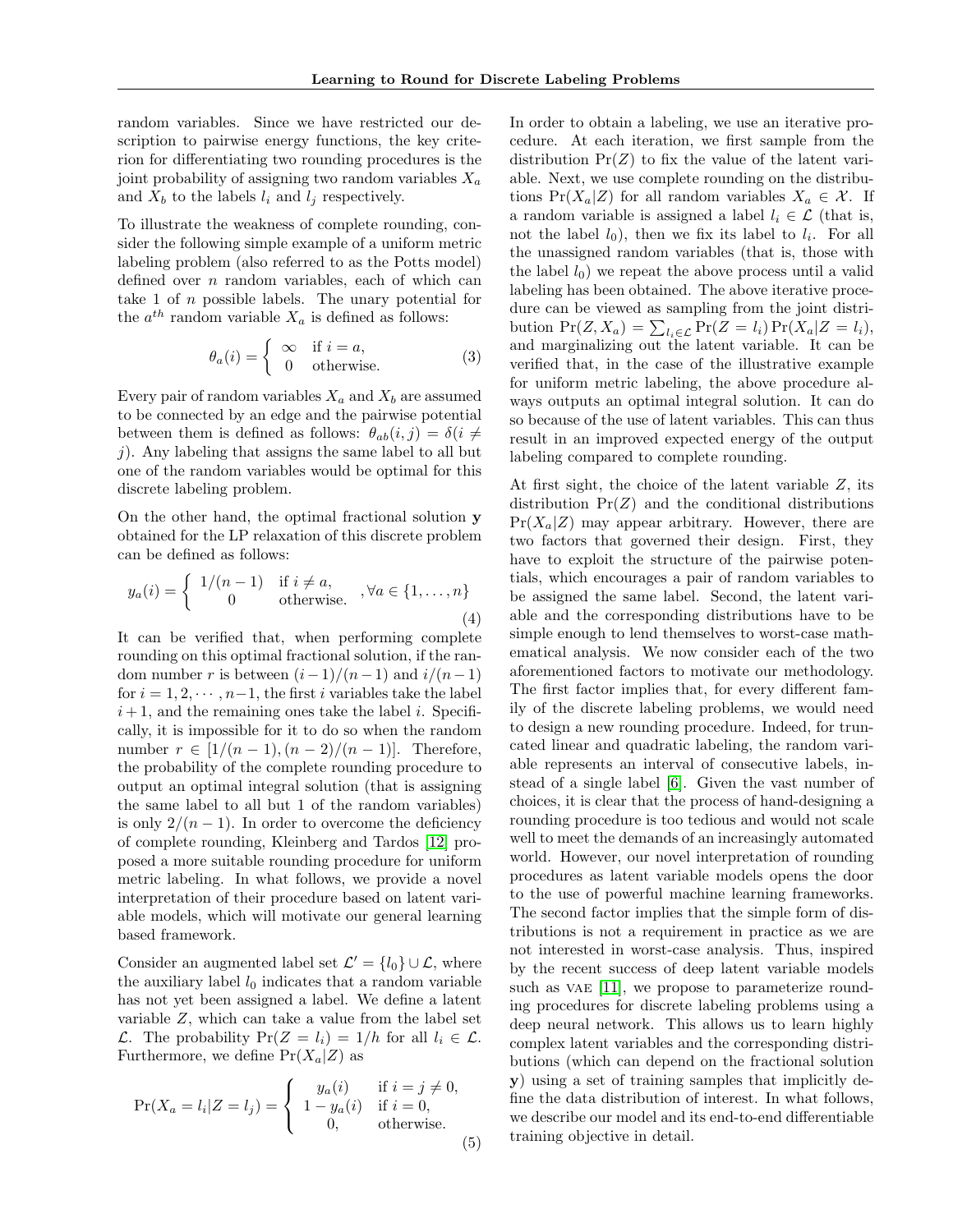random variables. Since we have restricted our description to pairwise energy functions, the key criterion for differentiating two rounding procedures is the joint probability of assigning two random variables $X_a$ and $X_b$ to the labels $l_i$ and $l_j$ respectively.

To illustrate the weakness of complete rounding, consider the following simple example of a uniform metric labeling problem (also referred to as the Potts model) defined over $n$ random variables, each of which can take 1 of $n$ possible labels. The unary potential for the $a^{th}$ random variable $X_a$ is defined as follows:

$$\theta_a(i) = \begin{cases} \infty & \text{if } i = a, \\ 0 & \text{otherwise.} \end{cases} \tag{3}$$

Every pair of random variables $X_a$ and $X_b$ are assumed to be connected by an edge and the pairwise potential between them is defined as follows: $\theta_{ab}(i,j) = \delta(i \neq j)$. Any labeling that assigns the same label to all but one of the random variables would be optimal for this discrete labeling problem.

On the other hand, the optimal fractional solution $\mathbf{y}$ obtained for the LP relaxation of this discrete problem can be defined as follows:

$$y_a(i) = \begin{cases} 1/(n-1) & \text{if } i \neq a, \\ 0 & \text{otherwise.} \end{cases}, \forall a \in \{1, \ldots, n\} \tag{4}$$

It can be verified that, when performing complete rounding on this optimal fractional solution, if the random number $r$ is between $(i-1)/(n-1)$ and $i/(n-1)$ for $i = 1, 2, \cdots, n-1$, the first $i$ variables take the label $i+1$, and the remaining ones take the label $i$. Specifically, it is impossible for it to do so when the random number $r \in [1/(n-1), (n-2)/(n-1)]$. Therefore, the probability of the complete rounding procedure to output an optimal integral solution (that is assigning the same label to all but 1 of the random variables) is only $2/(n-1)$. In order to overcome the deficiency of complete rounding, Kleinberg and Tardos [12] proposed a more suitable rounding procedure for uniform metric labeling. In what follows, we provide a novel interpretation of their procedure based on latent variable models, which will motivate our general learning based framework.

Consider an augmented label set $\mathcal{L}' = \{l_0\} \cup \mathcal{L}$, where the auxiliary label $l_0$ indicates that a random variable has not yet been assigned a label. We define a latent variable $Z$, which can take a value from the label set $\mathcal{L}$. The probability $\Pr(Z = l_i) = 1/h$ for all $l_i \in \mathcal{L}$. Furthermore, we define $\Pr(X_a|Z)$ as

$$\Pr(X_a = l_i | Z = l_j) = \begin{cases} y_a(i) & \text{if } i = j \neq 0, \\ 1 - y_a(i) & \text{if } i = 0, \\ 0, & \text{otherwise.} \end{cases} \tag{5}$$

In order to obtain a labeling, we use an iterative procedure. At each iteration, we first sample from the distribution $\Pr(Z)$ to fix the value of the latent variable. Next, we use complete rounding on the distributions $\Pr(X_a|Z)$ for all random variables $X_a \in \mathcal{X}$. If a random variable is assigned a label $l_i \in \mathcal{L}$ (that is, not the label $l_0$), then we fix its label to $l_i$. For all the unassigned random variables (that is, those with the label $l_0$) we repeat the above process until a valid labeling has been obtained. The above iterative procedure can be viewed as sampling from the joint distribution $\Pr(Z, X_a) = \sum_{l_i \in \mathcal{L}} \Pr(Z = l_i) \Pr(X_a | Z = l_i)$, and marginalizing out the latent variable. It can be verified that, in the case of the illustrative example for uniform metric labeling, the above procedure always outputs an optimal integral solution. It can do so because of the use of latent variables. This can thus result in an improved expected energy of the output labeling compared to complete rounding.

At first sight, the choice of the latent variable $Z$, its distribution $\Pr(Z)$ and the conditional distributions $\Pr(X_a|Z)$ may appear arbitrary. However, there are two factors that governed their design. First, they have to exploit the structure of the pairwise potentials, which encourages a pair of random variables to be assigned the same label. Second, the latent variable and the corresponding distributions have to be simple enough to lend themselves to worst-case mathematical analysis. We now consider each of the two aforementioned factors to motivate our methodology. The first factor implies that, for every different family of the discrete labeling problems, we would need to design a new rounding procedure. Indeed, for truncated linear and quadratic labeling, the random variable represents an interval of consecutive labels, instead of a single label [6]. Given the vast number of choices, it is clear that the process of hand-designing a rounding procedure is too tedious and would not scale well to meet the demands of an increasingly automated world. However, our novel interpretation of rounding procedures as latent variable models opens the door to the use of powerful machine learning frameworks. The second factor implies that the simple form of distributions is not a requirement in practice as we are not interested in worst-case analysis. Thus, inspired by the recent success of deep latent variable models such as VAE [11], we propose to parameterize rounding procedures for discrete labeling problems using a deep neural network. This allows us to learn highly complex latent variables and the corresponding distributions (which can depend on the fractional solution $\mathbf{y}$) using a set of training samples that implicitly define the data distribution of interest. In what follows, we describe our model and its end-to-end differentiable training objective in detail.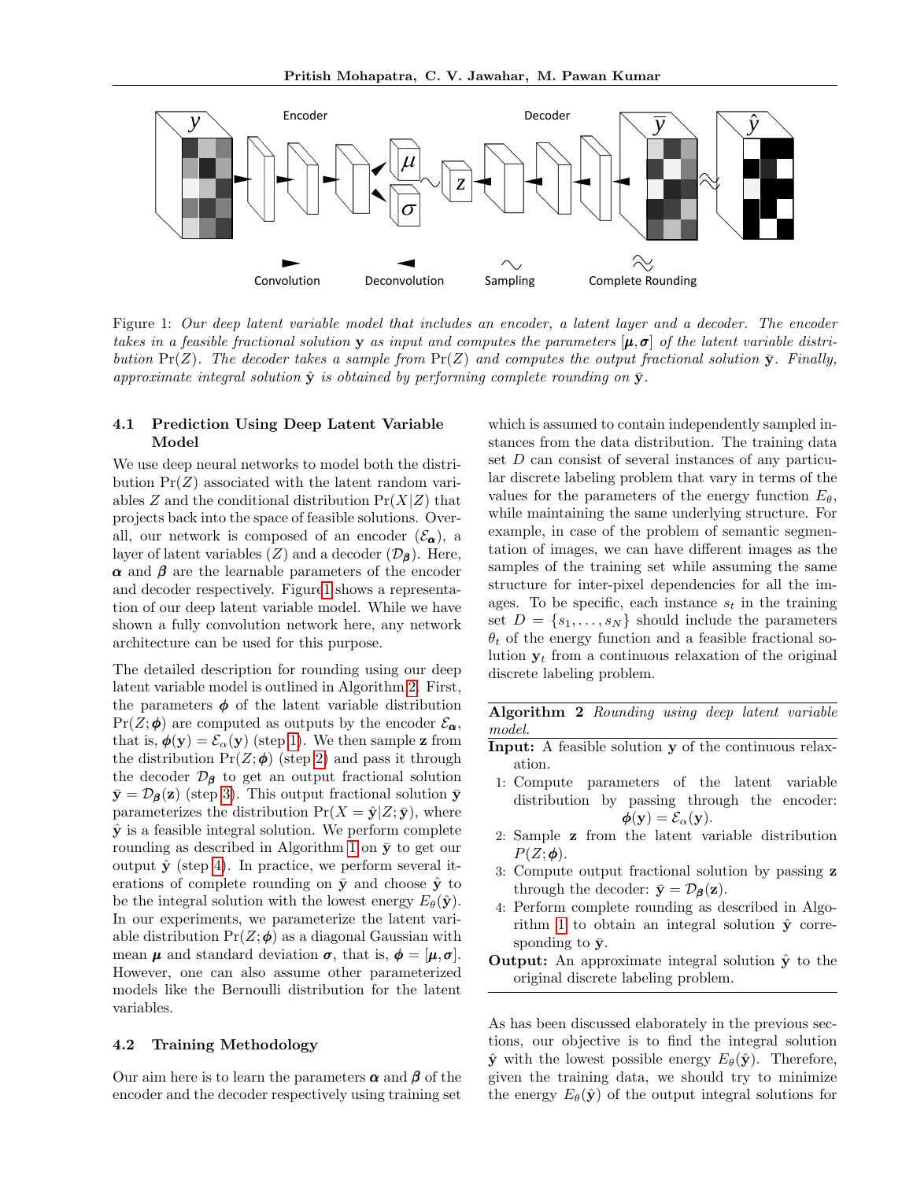Figure 1: *Our deep latent variable model that includes an encoder, a latent layer and a decoder. The encoder takes in a feasible fractional solution* $\mathbf{y}$ *as input and computes the parameters* $[\boldsymbol{\mu}, \boldsymbol{\sigma}]$ *of the latent variable distribution* $\Pr(Z)$*. The decoder takes a sample from* $\Pr(Z)$ *and computes the output fractional solution* $\bar{\mathbf{y}}$*. Finally, approximate integral solution* $\hat{\mathbf{y}}$ *is obtained by performing complete rounding on* $\bar{\mathbf{y}}$*.*

### 4.1 Prediction Using Deep Latent Variable Model

We use deep neural networks to model both the distribution $\Pr(Z)$ associated with the latent random variables $Z$ and the conditional distribution $\Pr(X|Z)$ that projects back into the space of feasible solutions. Overall, our network is composed of an encoder ($\mathcal{E}_{\boldsymbol{\alpha}}$), a layer of latent variables ($Z$) and a decoder ($\mathcal{D}_{\boldsymbol{\beta}}$). Here, $\boldsymbol{\alpha}$ and $\boldsymbol{\beta}$ are the learnable parameters of the encoder and decoder respectively. Figure 1 shows a representation of our deep latent variable model. While we have shown a fully convolution network here, any network architecture can be used for this purpose.

The detailed description for rounding using our deep latent variable model is outlined in Algorithm 2. First, the parameters $\boldsymbol{\phi}$ of the latent variable distribution $\Pr(Z; \boldsymbol{\phi})$ are computed as outputs by the encoder $\mathcal{E}_{\boldsymbol{\alpha}}$, that is, $\boldsymbol{\phi}(\mathbf{y}) = \mathcal{E}_{\alpha}(\mathbf{y})$ (step 1). We then sample $\mathbf{z}$ from the distribution $\Pr(Z; \boldsymbol{\phi})$ (step 2) and pass it through the decoder $\mathcal{D}_{\boldsymbol{\beta}}$ to get an output fractional solution $\bar{\mathbf{y}} = \mathcal{D}_{\boldsymbol{\beta}}(\mathbf{z})$ (step 3). This output fractional solution $\bar{\mathbf{y}}$ parameterizes the distribution $\Pr(X = \hat{\mathbf{y}}|Z; \bar{\mathbf{y}})$, where $\hat{\mathbf{y}}$ is a feasible integral solution. We perform complete rounding as described in Algorithm 1 on $\bar{\mathbf{y}}$ to get our output $\hat{\mathbf{y}}$ (step 4). In practice, we perform several iterations of complete rounding on $\bar{\mathbf{y}}$ and choose $\hat{\mathbf{y}}$ to be the integral solution with the lowest energy $E_{\theta}(\hat{\mathbf{y}})$. In our experiments, we parameterize the latent variable distribution $\Pr(Z; \boldsymbol{\phi})$ as a diagonal Gaussian with mean $\boldsymbol{\mu}$ and standard deviation $\boldsymbol{\sigma}$, that is, $\boldsymbol{\phi} = [\boldsymbol{\mu}, \boldsymbol{\sigma}]$. However, one can also assume other parameterized models like the Bernoulli distribution for the latent variables.

### 4.2 Training Methodology

Our aim here is to learn the parameters $\boldsymbol{\alpha}$ and $\boldsymbol{\beta}$ of the encoder and the decoder respectively using training set which is assumed to contain independently sampled instances from the data distribution. The training data set $D$ can consist of several instances of any particular discrete labeling problem that vary in terms of the values for the parameters of the energy function $E_{\theta}$, while maintaining the same underlying structure. For example, in case of the problem of semantic segmentation of images, we can have different images as the samples of the training set while assuming the same structure for inter-pixel dependencies for all the images. To be specific, each instance $s_t$ in the training set $D = \{s_1, \ldots, s_N\}$ should include the parameters $\theta_t$ of the energy function and a feasible fractional solution $\mathbf{y}_t$ from a continuous relaxation of the original discrete labeling problem.

---

**Algorithm 2** *Rounding using deep latent variable model.*

**Input:** A feasible solution $\mathbf{y}$ of the continuous relaxation.

1: Compute parameters of the latent variable distribution by passing through the encoder: $\boldsymbol{\phi}(\mathbf{y}) = \mathcal{E}_{\alpha}(\mathbf{y})$.

2: Sample $\mathbf{z}$ from the latent variable distribution $P(Z; \boldsymbol{\phi})$.

3: Compute output fractional solution by passing $\mathbf{z}$ through the decoder: $\bar{\mathbf{y}} = \mathcal{D}_{\boldsymbol{\beta}}(\mathbf{z})$.

4: Perform complete rounding as described in Algorithm 1 to obtain an integral solution $\hat{\mathbf{y}}$ corresponding to $\bar{\mathbf{y}}$.

**Output:** An approximate integral solution $\hat{\mathbf{y}}$ to the original discrete labeling problem.

---

As has been discussed elaborately in the previous sections, our objective is to find the integral solution $\hat{\mathbf{y}}$ with the lowest possible energy $E_{\theta}(\hat{\mathbf{y}})$. Therefore, given the training data, we should try to minimize the energy $E_{\theta}(\hat{\mathbf{y}})$ of the output integral solutions for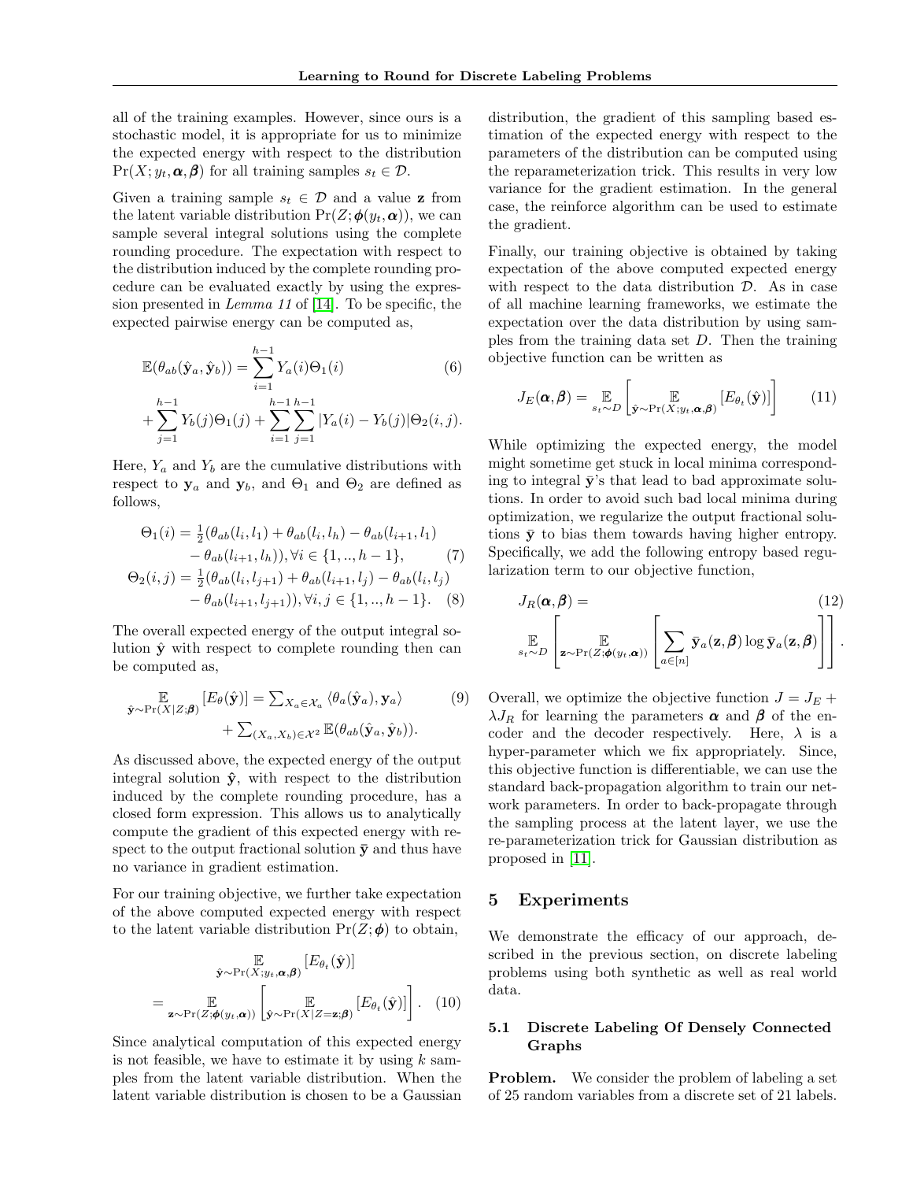all of the training examples. However, since ours is a stochastic model, it is appropriate for us to minimize the expected energy with respect to the distribution $\Pr(X; y_t, \boldsymbol{\alpha}, \boldsymbol{\beta})$ for all training samples $s_t \in \mathcal{D}$.

Given a training sample $s_t \in \mathcal{D}$ and a value $\mathbf{z}$ from the latent variable distribution $\Pr(Z; \boldsymbol{\phi}(y_t, \boldsymbol{\alpha}))$, we can sample several integral solutions using the complete rounding procedure. The expectation with respect to the distribution induced by the complete rounding procedure can be evaluated exactly by using the expression presented in *Lemma 11* of [14]. To be specific, the expected pairwise energy can be computed as,

$$
\mathbb{E}(\theta_{ab}(\hat{\mathbf{y}}_a, \hat{\mathbf{y}}_b)) = \sum_{i=1}^{h-1} Y_a(i)\Theta_1(i) \tag{6}
$$

$$
+ \sum_{j=1}^{h-1} Y_b(j)\Theta_1(j) + \sum_{i=1}^{h-1}\sum_{j=1}^{h-1} |Y_a(i) - Y_b(j)|\Theta_2(i,j).
$$

Here, $Y_a$ and $Y_b$ are the cumulative distributions with respect to $\mathbf{y}_a$ and $\mathbf{y}_b$, and $\Theta_1$ and $\Theta_2$ are defined as follows,

$$
\Theta_1(i) = \tfrac{1}{2}(\theta_{ab}(l_i, l_1) + \theta_{ab}(l_i, l_h) - \theta_{ab}(l_{i+1}, l_1) - \theta_{ab}(l_{i+1}, l_h)), \forall i \in \{1, .., h-1\}, \tag{7}
$$

$$
\Theta_2(i,j) = \tfrac{1}{2}(\theta_{ab}(l_i, l_{j+1}) + \theta_{ab}(l_{i+1}, l_j) - \theta_{ab}(l_i, l_j) - \theta_{ab}(l_{i+1}, l_{j+1})), \forall i,j \in \{1, .., h-1\}. \tag{8}
$$

The overall expected energy of the output integral solution $\hat{\mathbf{y}}$ with respect to complete rounding then can be computed as,

$$
\mathop{\mathbb{E}}_{\hat{\mathbf{y}} \sim \Pr(X|Z;\boldsymbol{\beta})} [E_\theta(\hat{\mathbf{y}})] = \textstyle\sum_{X_a \in \mathcal{X}_a} \langle \theta_a(\hat{\mathbf{y}}_a), \mathbf{y}_a \rangle + \textstyle\sum_{(X_a, X_b) \in \mathcal{X}^2} \mathbb{E}(\theta_{ab}(\hat{\mathbf{y}}_a, \hat{\mathbf{y}}_b)). \tag{9}
$$

As discussed above, the expected energy of the output integral solution $\hat{\mathbf{y}}$, with respect to the distribution induced by the complete rounding procedure, has a closed form expression. This allows us to analytically compute the gradient of this expected energy with respect to the output fractional solution $\bar{\mathbf{y}}$ and thus have no variance in gradient estimation.

For our training objective, we further take expectation of the above computed expected energy with respect to the latent variable distribution $\Pr(Z; \boldsymbol{\phi})$ to obtain,

$$
\mathop{\mathbb{E}}_{\hat{\mathbf{y}} \sim \Pr(X; y_t, \boldsymbol{\alpha}, \boldsymbol{\beta})} [E_{\theta_t}(\hat{\mathbf{y}})] = \mathop{\mathbb{E}}_{\mathbf{z} \sim \Pr(Z; \boldsymbol{\phi}(y_t, \boldsymbol{\alpha}))} \left[ \mathop{\mathbb{E}}_{\hat{\mathbf{y}} \sim \Pr(X|Z=\mathbf{z};\boldsymbol{\beta})} [E_{\theta_t}(\hat{\mathbf{y}})] \right]. \tag{10}
$$

Since analytical computation of this expected energy is not feasible, we have to estimate it by using $k$ samples from the latent variable distribution. When the latent variable distribution is chosen to be a Gaussian distribution, the gradient of this sampling based estimation of the expected energy with respect to the parameters of the distribution can be computed using the reparameterization trick. This results in very low variance for the gradient estimation. In the general case, the reinforce algorithm can be used to estimate the gradient.

Finally, our training objective is obtained by taking expectation of the above computed expected energy with respect to the data distribution $\mathcal{D}$. As in case of all machine learning frameworks, we estimate the expectation over the data distribution by using samples from the training data set $D$. Then the training objective function can be written as

$$
J_E(\boldsymbol{\alpha}, \boldsymbol{\beta}) = \mathop{\mathbb{E}}_{s_t \sim D} \left[ \mathop{\mathbb{E}}_{\hat{\mathbf{y}} \sim \Pr(X; y_t, \boldsymbol{\alpha}, \boldsymbol{\beta})} [E_{\theta_t}(\hat{\mathbf{y}})] \right] \tag{11}
$$

While optimizing the expected energy, the model might sometime get stuck in local minima corresponding to integral $\bar{\mathbf{y}}$'s that lead to bad approximate solutions. In order to avoid such bad local minima during optimization, we regularize the output fractional solutions $\bar{\mathbf{y}}$ to bias them towards having higher entropy. Specifically, we add the following entropy based regularization term to our objective function,

$$
J_R(\boldsymbol{\alpha}, \boldsymbol{\beta}) = \mathop{\mathbb{E}}_{s_t \sim D} \left[ \mathop{\mathbb{E}}_{\mathbf{z} \sim \Pr(Z; \boldsymbol{\phi}(y_t, \boldsymbol{\alpha}))} \left[ \sum_{a \in [n]} \bar{\mathbf{y}}_a(\mathbf{z}, \boldsymbol{\beta}) \log \bar{\mathbf{y}}_a(\mathbf{z}, \boldsymbol{\beta}) \right] \right]. \tag{12}
$$

Overall, we optimize the objective function $J = J_E + \lambda J_R$ for learning the parameters $\boldsymbol{\alpha}$ and $\boldsymbol{\beta}$ of the encoder and the decoder respectively. Here, $\lambda$ is a hyper-parameter which we fix appropriately. Since, this objective function is differentiable, we can use the standard back-propagation algorithm to train our network parameters. In order to back-propagate through the sampling process at the latent layer, we use the re-parameterization trick for Gaussian distribution as proposed in [11].

## 5 Experiments

We demonstrate the efficacy of our approach, described in the previous section, on discrete labeling problems using both synthetic as well as real world data.

### 5.1 Discrete Labeling Of Densely Connected Graphs

**Problem.** We consider the problem of labeling a set of 25 random variables from a discrete set of 21 labels.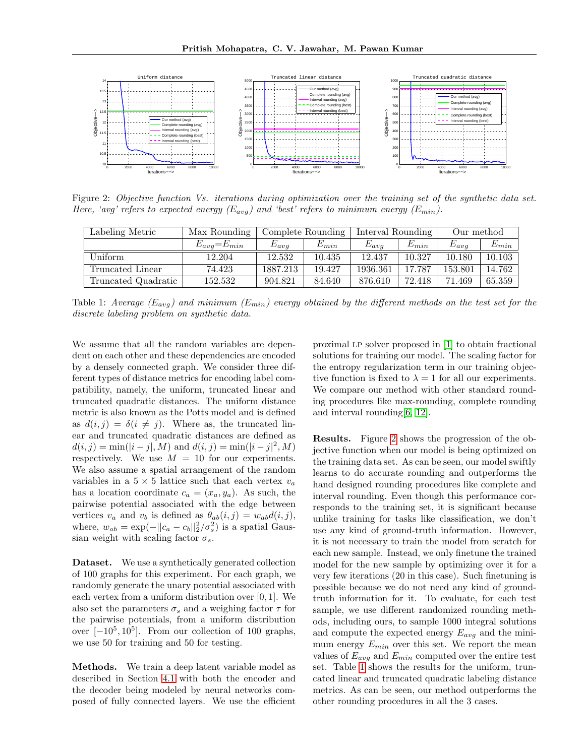Figure 2: *Objective function Vs. iterations during optimization over the training set of the synthetic data set. Here, 'avg' refers to expected energy ($E_{avg}$) and 'best' refers to minimum energy ($E_{min}$).*

| Labeling Metric | Max Rounding | Complete Rounding | | Interval Rounding | | Our method | |
|---|---|---|---|---|---|---|---|
| | $E_{avg}$=$E_{min}$ | $E_{avg}$ | $E_{min}$ | $E_{avg}$ | $E_{min}$ | $E_{avg}$ | $E_{min}$ |
| Uniform | 12.204 | 12.532 | 10.435 | 12.437 | 10.327 | 10.180 | 10.103 |
| Truncated Linear | 74.423 | 1887.213 | 19.427 | 1936.361 | 17.787 | 153.801 | 14.762 |
| Truncated Quadratic | 152.532 | 904.821 | 84.640 | 876.610 | 72.418 | 71.469 | 65.359 |

Table 1: *Average ($E_{avg}$) and minimum ($E_{min}$) energy obtained by the different methods on the test set for the discrete labeling problem on synthetic data.*

We assume that all the random variables are dependent on each other and these dependencies are encoded by a densely connected graph. We consider three different types of distance metrics for encoding label compatibility, namely, the uniform, truncated linear and truncated quadratic distances. The uniform distance metric is also known as the Potts model and is defined as $d(i, j) = \delta(i \neq j)$. Where as, the truncated linear and truncated quadratic distances are defined as $d(i, j) = \min(|i - j|, M)$ and $d(i, j) = \min(|i - j|^2, M)$ respectively. We use $M = 10$ for our experiments. We also assume a spatial arrangement of the random variables in a $5 \times 5$ lattice such that each vertex $v_a$ has a location coordinate $c_a = (x_a, y_a)$. As such, the pairwise potential associated with the edge between vertices $v_a$ and $v_b$ is defined as $\theta_{ab}(i, j) = w_{ab} d(i, j)$, where, $w_{ab} = \exp(-||c_a - c_b||_2^2/\sigma_s^2)$ is a spatial Gaussian weight with scaling factor $\sigma_s$.

**Dataset.** We use a synthetically generated collection of 100 graphs for this experiment. For each graph, we randomly generate the unary potential associated with each vertex from a uniform distribution over $[0, 1]$. We also set the parameters $\sigma_s$ and a weighing factor $\tau$ for the pairwise potentials, from a uniform distribution over $[-10^5, 10^5]$. From our collection of 100 graphs, we use 50 for training and 50 for testing.

**Methods.** We train a deep latent variable model as described in Section 4.1 with both the encoder and the decoder being modeled by neural networks composed of fully connected layers. We use the efficient proximal LP solver proposed in [1] to obtain fractional solutions for training our model. The scaling factor for the entropy regularization term in our training objective function is fixed to $\lambda = 1$ for all our experiments. We compare our method with other standard rounding procedures like max-rounding, complete rounding and interval rounding [6, 12].

**Results.** Figure 2 shows the progression of the objective function when our model is being optimized on the training data set. As can be seen, our model swiftly learns to do accurate rounding and outperforms the hand designed rounding procedures like complete and interval rounding. Even though this performance corresponds to the training set, it is significant because unlike training for tasks like classification, we don't use any kind of ground-truth information. However, it is not necessary to train the model from scratch for each new sample. Instead, we only finetune the trained model for the new sample by optimizing over it for a very few iterations (20 in this case). Such finetuning is possible because we do not need any kind of ground-truth information for it. To evaluate, for each test sample, we use different randomized rounding methods, including ours, to sample 1000 integral solutions and compute the expected energy $E_{avg}$ and the minimum energy $E_{min}$ over this set. We report the mean values of $E_{avg}$ and $E_{min}$ computed over the entire test set. Table 1 shows the results for the uniform, truncated linear and truncated quadratic labeling distance metrics. As can be seen, our method outperforms the other rounding procedures in all the 3 cases.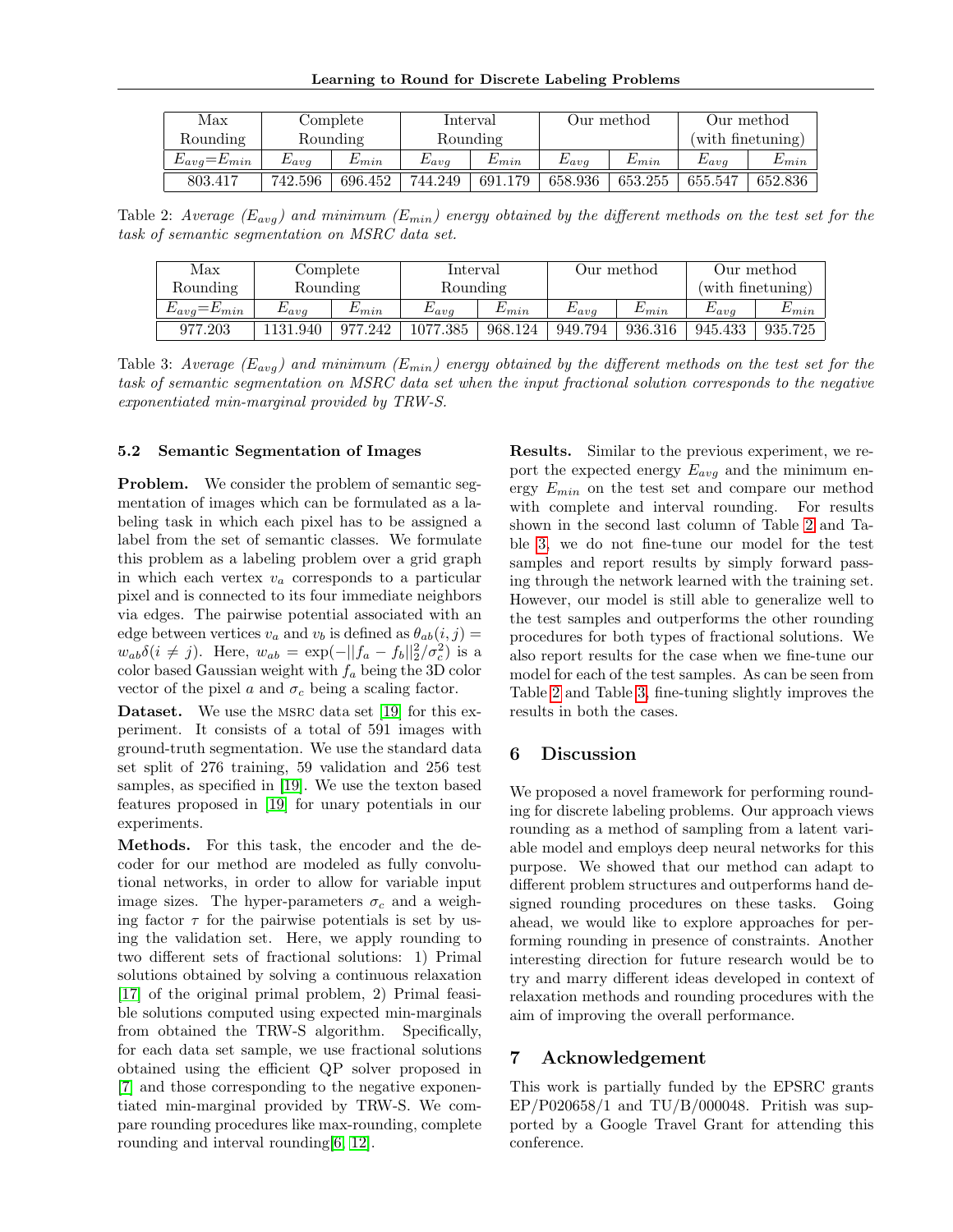| Max Rounding | Complete Rounding | | Interval Rounding | | Our method | | Our method (with finetuning) | |
|---|---|---|---|---|---|---|---|---|
| $E_{avg}$=$E_{min}$ | $E_{avg}$ | $E_{min}$ | $E_{avg}$ | $E_{min}$ | $E_{avg}$ | $E_{min}$ | $E_{avg}$ | $E_{min}$ |
| 803.417 | 742.596 | 696.452 | 744.249 | 691.179 | 658.936 | 653.255 | 655.547 | 652.836 |

Table 2: *Average ($E_{avg}$) and minimum ($E_{min}$) energy obtained by the different methods on the test set for the task of semantic segmentation on MSRC data set.*

| Max Rounding | Complete Rounding | | Interval Rounding | | Our method | | Our method (with finetuning) | |
|---|---|---|---|---|---|---|---|---|
| $E_{avg}$=$E_{min}$ | $E_{avg}$ | $E_{min}$ | $E_{avg}$ | $E_{min}$ | $E_{avg}$ | $E_{min}$ | $E_{avg}$ | $E_{min}$ |
| 977.203 | 1131.940 | 977.242 | 1077.385 | 968.124 | 949.794 | 936.316 | 945.433 | 935.725 |

Table 3: *Average ($E_{avg}$) and minimum ($E_{min}$) energy obtained by the different methods on the test set for the task of semantic segmentation on MSRC data set when the input fractional solution corresponds to the negative exponentiated min-marginal provided by TRW-S.*

### 5.2 Semantic Segmentation of Images

**Problem.** We consider the problem of semantic segmentation of images which can be formulated as a labeling task in which each pixel has to be assigned a label from the set of semantic classes. We formulate this problem as a labeling problem over a grid graph in which each vertex $v_a$ corresponds to a particular pixel and is connected to its four immediate neighbors via edges. The pairwise potential associated with an edge between vertices $v_a$ and $v_b$ is defined as $\theta_{ab}(i,j) = w_{ab}\delta(i \neq j)$. Here, $w_{ab} = \exp(-||f_a - f_b||_2^2/\sigma_c^2)$ is a color based Gaussian weight with $f_a$ being the 3D color vector of the pixel $a$ and $\sigma_c$ being a scaling factor.

**Dataset.** We use the MSRC data set [19] for this experiment. It consists of a total of 591 images with ground-truth segmentation. We use the standard data set split of 276 training, 59 validation and 256 test samples, as specified in [19]. We use the texton based features proposed in [19] for unary potentials in our experiments.

**Methods.** For this task, the encoder and the decoder for our method are modeled as fully convolutional networks, in order to allow for variable input image sizes. The hyper-parameters $\sigma_c$ and a weighing factor $\tau$ for the pairwise potentials is set by using the validation set. Here, we apply rounding to two different sets of fractional solutions: 1) Primal solutions obtained by solving a continuous relaxation [17] of the original primal problem, 2) Primal feasible solutions computed using expected min-marginals from obtained the TRW-S algorithm. Specifically, for each data set sample, we use fractional solutions obtained using the efficient QP solver proposed in [7] and those corresponding to the negative exponentiated min-marginal provided by TRW-S. We compare rounding procedures like max-rounding, complete rounding and interval rounding[6, 12].

**Results.** Similar to the previous experiment, we report the expected energy $E_{avg}$ and the minimum energy $E_{min}$ on the test set and compare our method with complete and interval rounding. For results shown in the second last column of Table 2 and Table 3, we do not fine-tune our model for the test samples and report results by simply forward passing through the network learned with the training set. However, our model is still able to generalize well to the test samples and outperforms the other rounding procedures for both types of fractional solutions. We also report results for the case when we fine-tune our model for each of the test samples. As can be seen from Table 2 and Table 3, fine-tuning slightly improves the results in both the cases.

## 6 Discussion

We proposed a novel framework for performing rounding for discrete labeling problems. Our approach views rounding as a method of sampling from a latent variable model and employs deep neural networks for this purpose. We showed that our method can adapt to different problem structures and outperforms hand designed rounding procedures on these tasks. Going ahead, we would like to explore approaches for performing rounding in presence of constraints. Another interesting direction for future research would be to try and marry different ideas developed in context of relaxation methods and rounding procedures with the aim of improving the overall performance.

## 7 Acknowledgement

This work is partially funded by the EPSRC grants EP/P020658/1 and TU/B/000048. Pritish was supported by a Google Travel Grant for attending this conference.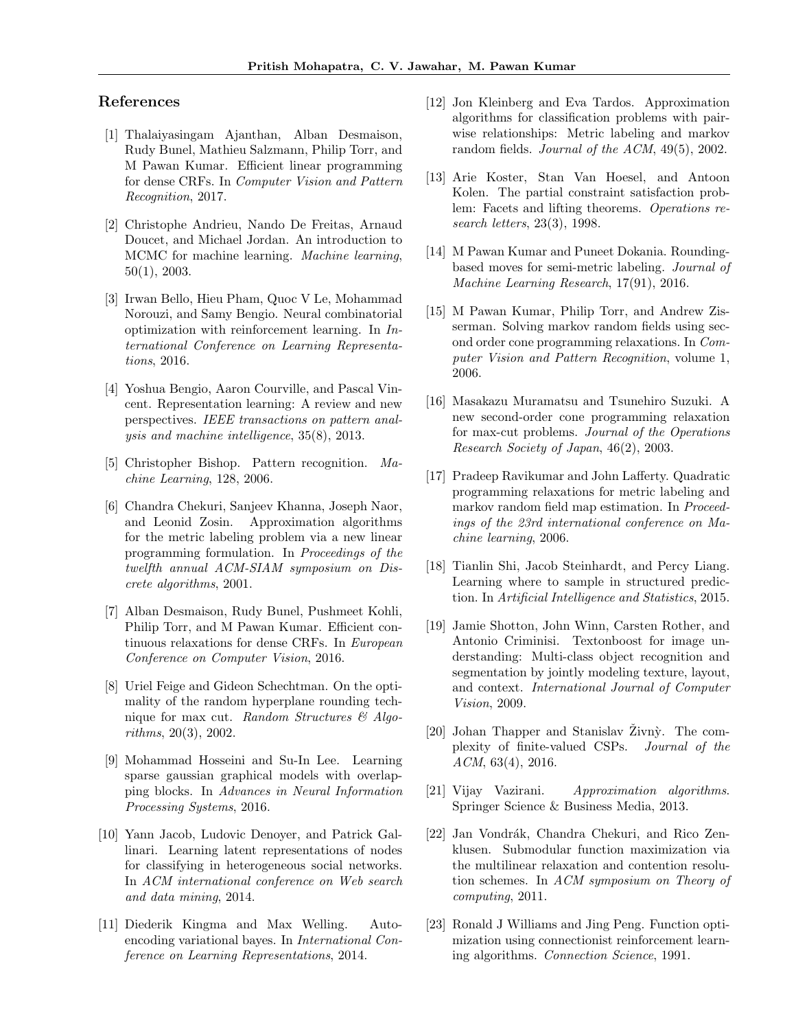## References

[1] Thalaiyasingam Ajanthan, Alban Desmaison, Rudy Bunel, Mathieu Salzmann, Philip Torr, and M Pawan Kumar. Efficient linear programming for dense CRFs. In *Computer Vision and Pattern Recognition*, 2017.

[2] Christophe Andrieu, Nando De Freitas, Arnaud Doucet, and Michael Jordan. An introduction to MCMC for machine learning. *Machine learning*, 50(1), 2003.

[3] Irwan Bello, Hieu Pham, Quoc V Le, Mohammad Norouzi, and Samy Bengio. Neural combinatorial optimization with reinforcement learning. In *International Conference on Learning Representations*, 2016.

[4] Yoshua Bengio, Aaron Courville, and Pascal Vincent. Representation learning: A review and new perspectives. *IEEE transactions on pattern analysis and machine intelligence*, 35(8), 2013.

[5] Christopher Bishop. Pattern recognition. *Machine Learning*, 128, 2006.

[6] Chandra Chekuri, Sanjeev Khanna, Joseph Naor, and Leonid Zosin. Approximation algorithms for the metric labeling problem via a new linear programming formulation. In *Proceedings of the twelfth annual ACM-SIAM symposium on Discrete algorithms*, 2001.

[7] Alban Desmaison, Rudy Bunel, Pushmeet Kohli, Philip Torr, and M Pawan Kumar. Efficient continuous relaxations for dense CRFs. In *European Conference on Computer Vision*, 2016.

[8] Uriel Feige and Gideon Schechtman. On the optimality of the random hyperplane rounding technique for max cut. *Random Structures & Algorithms*, 20(3), 2002.

[9] Mohammad Hosseini and Su-In Lee. Learning sparse gaussian graphical models with overlapping blocks. In *Advances in Neural Information Processing Systems*, 2016.

[10] Yann Jacob, Ludovic Denoyer, and Patrick Gallinari. Learning latent representations of nodes for classifying in heterogeneous social networks. In *ACM international conference on Web search and data mining*, 2014.

[11] Diederik Kingma and Max Welling. Auto-encoding variational bayes. In *International Conference on Learning Representations*, 2014.

[12] Jon Kleinberg and Eva Tardos. Approximation algorithms for classification problems with pairwise relationships: Metric labeling and markov random fields. *Journal of the ACM*, 49(5), 2002.

[13] Arie Koster, Stan Van Hoesel, and Antoon Kolen. The partial constraint satisfaction problem: Facets and lifting theorems. *Operations research letters*, 23(3), 1998.

[14] M Pawan Kumar and Puneet Dokania. Rounding-based moves for semi-metric labeling. *Journal of Machine Learning Research*, 17(91), 2016.

[15] M Pawan Kumar, Philip Torr, and Andrew Zisserman. Solving markov random fields using second order cone programming relaxations. In *Computer Vision and Pattern Recognition*, volume 1, 2006.

[16] Masakazu Muramatsu and Tsunehiro Suzuki. A new second-order cone programming relaxation for max-cut problems. *Journal of the Operations Research Society of Japan*, 46(2), 2003.

[17] Pradeep Ravikumar and John Lafferty. Quadratic programming relaxations for metric labeling and markov random field map estimation. In *Proceedings of the 23rd international conference on Machine learning*, 2006.

[18] Tianlin Shi, Jacob Steinhardt, and Percy Liang. Learning where to sample in structured prediction. In *Artificial Intelligence and Statistics*, 2015.

[19] Jamie Shotton, John Winn, Carsten Rother, and Antonio Criminisi. Textonboost for image understanding: Multi-class object recognition and segmentation by jointly modeling texture, layout, and context. *International Journal of Computer Vision*, 2009.

[20] Johan Thapper and Stanislav Živný. The complexity of finite-valued CSPs. *Journal of the ACM*, 63(4), 2016.

[21] Vijay Vazirani. *Approximation algorithms*. Springer Science & Business Media, 2013.

[22] Jan Vondrák, Chandra Chekuri, and Rico Zenklusen. Submodular function maximization via the multilinear relaxation and contention resolution schemes. In *ACM symposium on Theory of computing*, 2011.

[23] Ronald J Williams and Jing Peng. Function optimization using connectionist reinforcement learning algorithms. *Connection Science*, 1991.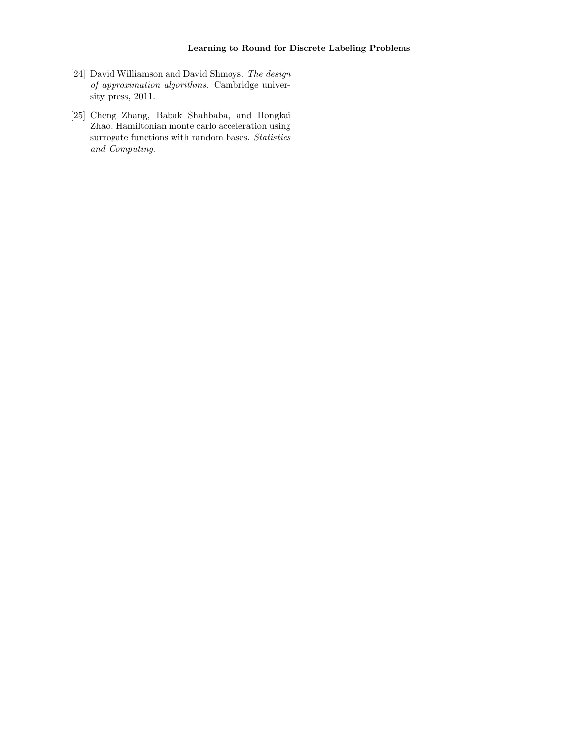[24] David Williamson and David Shmoys. *The design of approximation algorithms*. Cambridge university press, 2011.

[25] Cheng Zhang, Babak Shahbaba, and Hongkai Zhao. Hamiltonian monte carlo acceleration using surrogate functions with random bases. *Statistics and Computing*.